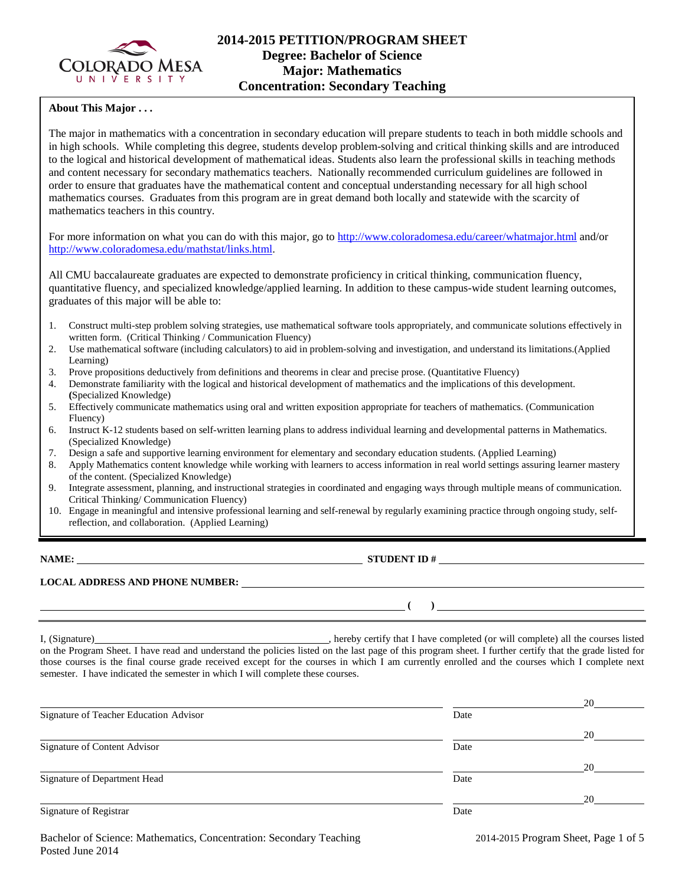# 2014-2015 PETITION/PROGRAM SHEET
## Degree: Bachelor of Science
## Major: Mathematics
## Concentration: Secondary Teaching

**About This Major . . .**

The major in mathematics with a concentration in secondary education will prepare students to teach in both middle schools and in high schools. While completing this degree, students develop problem-solving and critical thinking skills and are introduced to the logical and historical development of mathematical ideas. Students also learn the professional skills in teaching methods and content necessary for secondary mathematics teachers. Nationally recommended curriculum guidelines are followed in order to ensure that graduates have the mathematical content and conceptual understanding necessary for all high school mathematics courses. Graduates from this program are in great demand both locally and statewide with the scarcity of mathematics teachers in this country.

For more information on what you can do with this major, go to http://www.coloradomesa.edu/career/whatmajor.html and/or http://www.coloradomesa.edu/mathstat/links.html.

All CMU baccalaureate graduates are expected to demonstrate proficiency in critical thinking, communication fluency, quantitative fluency, and specialized knowledge/applied learning. In addition to these campus-wide student learning outcomes, graduates of this major will be able to:

1. Construct multi-step problem solving strategies, use mathematical software tools appropriately, and communicate solutions effectively in written form. (Critical Thinking / Communication Fluency)
2. Use mathematical software (including calculators) to aid in problem-solving and investigation, and understand its limitations.(Applied Learning)
3. Prove propositions deductively from definitions and theorems in clear and precise prose. (Quantitative Fluency)
4. Demonstrate familiarity with the logical and historical development of mathematics and the implications of this development. **(**Specialized Knowledge)
5. Effectively communicate mathematics using oral and written exposition appropriate for teachers of mathematics. (Communication Fluency)
6. Instruct K-12 students based on self-written learning plans to address individual learning and developmental patterns in Mathematics. (Specialized Knowledge)
7. Design a safe and supportive learning environment for elementary and secondary education students. (Applied Learning)
8. Apply Mathematics content knowledge while working with learners to access information in real world settings assuring learner mastery of the content. (Specialized Knowledge)
9. Integrate assessment, planning, and instructional strategies in coordinated and engaging ways through multiple means of communication. Critical Thinking/ Communication Fluency)
10. Engage in meaningful and intensive professional learning and self-renewal by regularly examining practice through ongoing study, self-reflection, and collaboration. (Applied Learning)

**NAME:** ______________________________ **STUDENT ID #** ______________________________

**LOCAL ADDRESS AND PHONE NUMBER:** ______________________________

______________________________ **( )** ______________________________

I, (Signature)______________________________, hereby certify that I have completed (or will complete) all the courses listed on the Program Sheet. I have read and understand the policies listed on the last page of this program sheet. I further certify that the grade listed for those courses is the final course grade received except for the courses in which I am currently enrolled and the courses which I complete next semester. I have indicated the semester in which I will complete these courses.

______________________________ ______________ 20______
Signature of Teacher Education Advisor Date

______________________________ ______________ 20______
Signature of Content Advisor Date

______________________________ ______________ 20______
Signature of Department Head Date

______________________________ ______________ 20______
Signature of Registrar Date

Bachelor of Science: Mathematics, Concentration: Secondary Teaching
Posted June 2014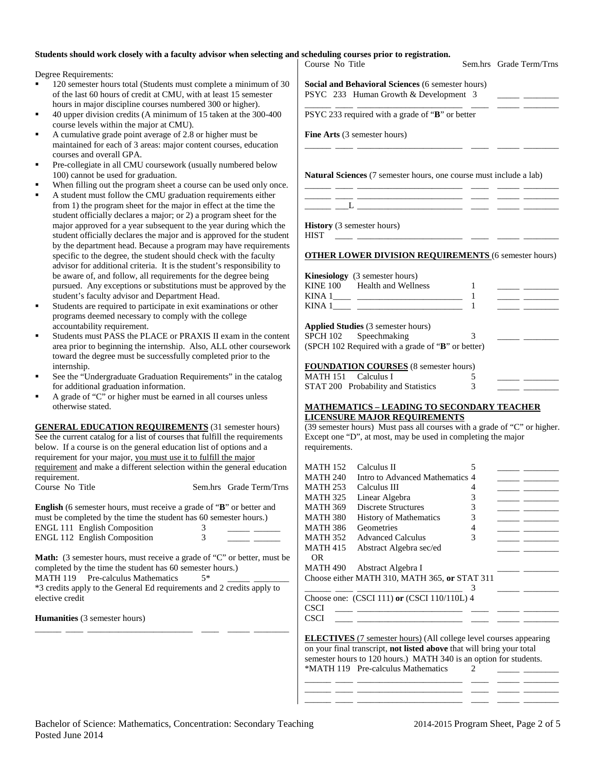**Students should work closely with a faculty advisor when selecting and scheduling courses prior to registration.**

Degree Requirements:

- 120 semester hours total (Students must complete a minimum of 30 of the last 60 hours of credit at CMU, with at least 15 semester hours in major discipline courses numbered 300 or higher).
- 40 upper division credits (A minimum of 15 taken at the 300-400 course levels within the major at CMU).
- A cumulative grade point average of 2.8 or higher must be maintained for each of 3 areas: major content courses, education courses and overall GPA.
- Pre-collegiate in all CMU coursework (usually numbered below 100) cannot be used for graduation.
- When filling out the program sheet a course can be used only once.
- A student must follow the CMU graduation requirements either from 1) the program sheet for the major in effect at the time the student officially declares a major; or 2) a program sheet for the major approved for a year subsequent to the year during which the student officially declares the major and is approved for the student by the department head. Because a program may have requirements specific to the degree, the student should check with the faculty advisor for additional criteria. It is the student's responsibility to be aware of, and follow, all requirements for the degree being pursued. Any exceptions or substitutions must be approved by the student's faculty advisor and Department Head.
- Students are required to participate in exit examinations or other programs deemed necessary to comply with the college accountability requirement.
- Students must PASS the PLACE or PRAXIS II exam in the content area prior to beginning the internship. Also, ALL other coursework toward the degree must be successfully completed prior to the internship.
- See the "Undergraduate Graduation Requirements" in the catalog for additional graduation information.
- A grade of "C" or higher must be earned in all courses unless otherwise stated.

**GENERAL EDUCATION REQUIREMENTS** (31 semester hours) See the current catalog for a list of courses that fulfill the requirements below. If a course is on the general education list of options and a requirement for your major, you must use it to fulfill the major requirement and make a different selection within the general education requirement.

| Course No | Title | Sem.hrs | Grade | Term/Trns |
|---|---|---|---|---|
| **English** (6 semester hours, must receive a grade of "**B**" or better and must be completed by the time the student has 60 semester hours.) | | | | |
| ENGL 111 | English Composition | 3 | | |
| ENGL 112 | English Composition | 3 | | |
| **Math:** (3 semester hours, must receive a grade of "C" or better, must be completed by the time the student has 60 semester hours.) | | | | |
| MATH 119 | Pre-calculus Mathematics | 5* | | |

*3 credits apply to the General Ed requirements and 2 credits apply to elective credit

| Course No | Title | Sem.hrs | Grade | Term/Trns |
|---|---|---|---|---|
| **Humanities** (3 semester hours) | | | | |
| | | | | |
| **Social and Behavioral Sciences** (6 semester hours) | | | | |
| PSYC 233 | Human Growth & Development | 3 | | |
| | | | | |

PSYC 233 required with a grade of "**B**" or better

| Course No | Title | Sem.hrs | Grade | Term/Trns |
|---|---|---|---|---|
| **Fine Arts** (3 semester hours) | | | | |
| | | | | |
| **Natural Sciences** (7 semester hours, one course must include a lab) | | | | |
| | | | | |
| | | | | |
| ___L | | | | |
| **History** (3 semester hours) | | | | |
| HIST | | | | |

**OTHER LOWER DIVISION REQUIREMENTS** (6 semester hours)

| Course No | Title | Sem.hrs | Grade | Term/Trns |
|---|---|---|---|---|
| **Kinesiology** (3 semester hours) | | | | |
| KINE 100 | Health and Wellness | 1 | | |
| KINA 1____ | | 1 | | |
| KINA 1____ | | 1 | | |
| **Applied Studies** (3 semester hours) | | | | |
| SPCH 102 | Speechmaking | 3 | | |

(SPCH 102 Required with a grade of "**B**" or better)

**FOUNDATION COURSES** (8 semester hours)

| Course No | Title | Sem.hrs | Grade | Term/Trns |
|---|---|---|---|---|
| MATH 151 | Calculus I | 5 | | |
| STAT 200 | Probability and Statistics | 3 | | |

**MATHEMATICS – LEADING TO SECONDARY TEACHER LICENSURE MAJOR REQUIREMENTS**

(39 semester hours) Must pass all courses with a grade of "C" or higher. Except one "D", at most, may be used in completing the major requirements.

| Course No | Title | Sem.hrs | Grade | Term/Trns |
|---|---|---|---|---|
| MATH 152 | Calculus II | 5 | | |
| MATH 240 | Intro to Advanced Mathematics | 4 | | |
| MATH 253 | Calculus III | 4 | | |
| MATH 325 | Linear Algebra | 3 | | |
| MATH 369 | Discrete Structures | 3 | | |
| MATH 380 | History of Mathematics | 3 | | |
| MATH 386 | Geometries | 4 | | |
| MATH 352 | Advanced Calculus | 3 | | |
| MATH 415 | Abstract Algebra sec/ed | | | |
| OR | | | | |
| MATH 490 | Abstract Algebra I | | | |
| Choose either MATH 310, MATH 365, **or** STAT 311 | | | | |
| | | 3 | | |
| Choose one: (CSCI 111) **or** (CSCI 110/110L) | | 4 | | |
| CSCI | | | | |
| CSCI | | | | |

**ELECTIVES** (7 semester hours) (All college level courses appearing on your final transcript, **not listed above** that will bring your total semester hours to 120 hours.) MATH 340 is an option for students.

| Course No | Title | Sem.hrs | Grade | Term/Trns |
|---|---|---|---|---|
| *MATH 119 | Pre-calculus Mathematics | 2 | | |
| | | | | |
| | | | | |
| | | | | |

Bachelor of Science: Mathematics, Concentration: Secondary Teaching
Posted June 2014

2014-2015 Program Sheet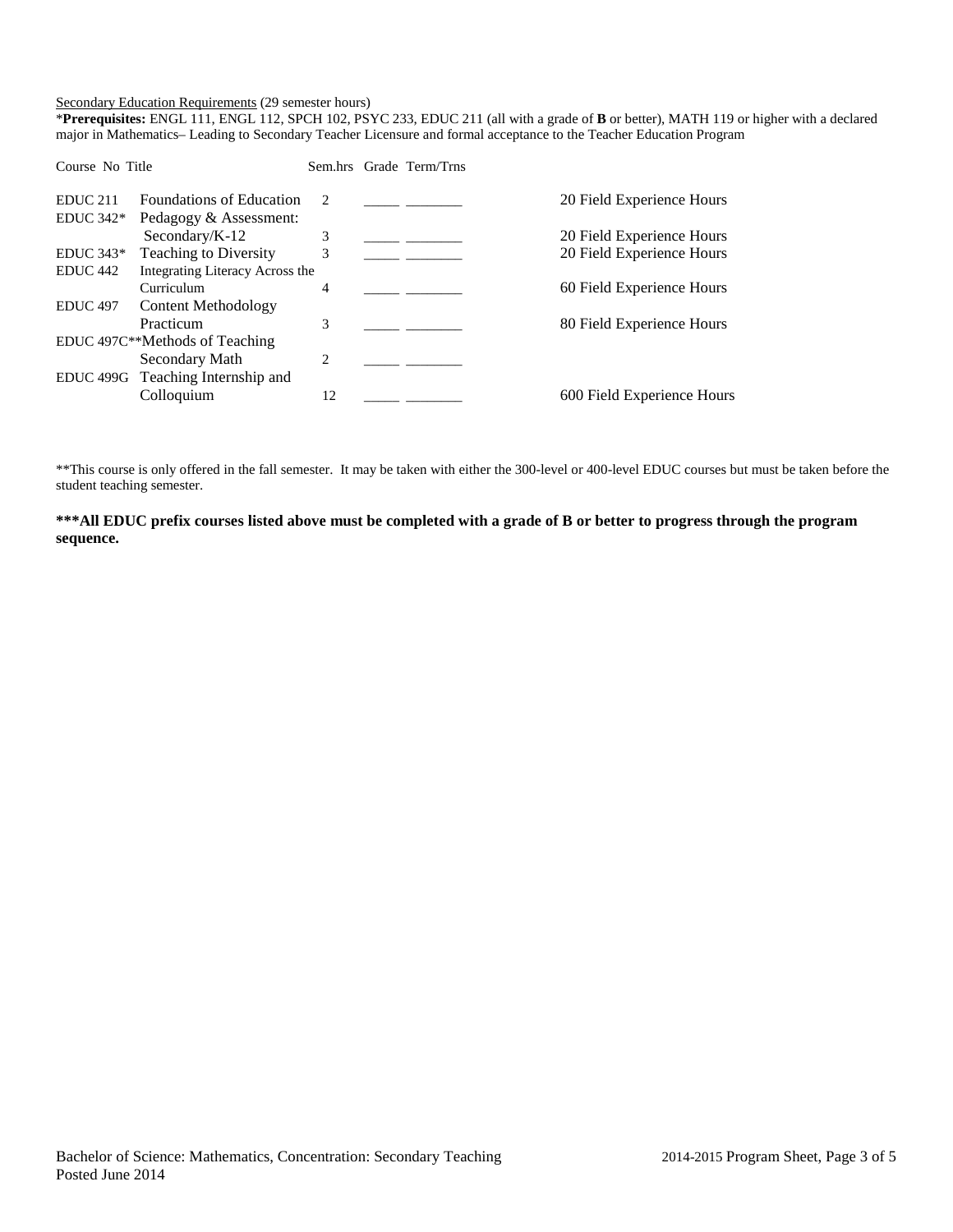Secondary Education Requirements (29 semester hours)

\***Prerequisites:** ENGL 111, ENGL 112, SPCH 102, PSYC 233, EDUC 211 (all with a grade of **B** or better), MATH 119 or higher with a declared major in Mathematics– Leading to Secondary Teacher Licensure and formal acceptance to the Teacher Education Program

| Course No | Title | Sem.hrs | Grade | Term/Trns | |
|---|---|---|---|---|---|
| EDUC 211 | Foundations of Education | 2 | _____ | ________ | 20 Field Experience Hours |
| EDUC 342* | Pedagogy & Assessment: Secondary/K-12 | 3 | _____ | ________ | 20 Field Experience Hours |
| EDUC 343* | Teaching to Diversity | 3 | _____ | ________ | 20 Field Experience Hours |
| EDUC 442 | Integrating Literacy Across the Curriculum | 4 | _____ | ________ | 60 Field Experience Hours |
| EDUC 497 | Content Methodology Practicum | 3 | _____ | ________ | 80 Field Experience Hours |
| EDUC 497C** | Methods of Teaching Secondary Math | 2 | _____ | ________ | |
| EDUC 499G | Teaching Internship and Colloquium | 12 | _____ | ________ | 600 Field Experience Hours |

**This course is only offered in the fall semester. It may be taken with either the 300-level or 400-level EDUC courses but must be taken before the student teaching semester.

**\*\*\*All EDUC prefix courses listed above must be completed with a grade of B or better to progress through the program sequence.**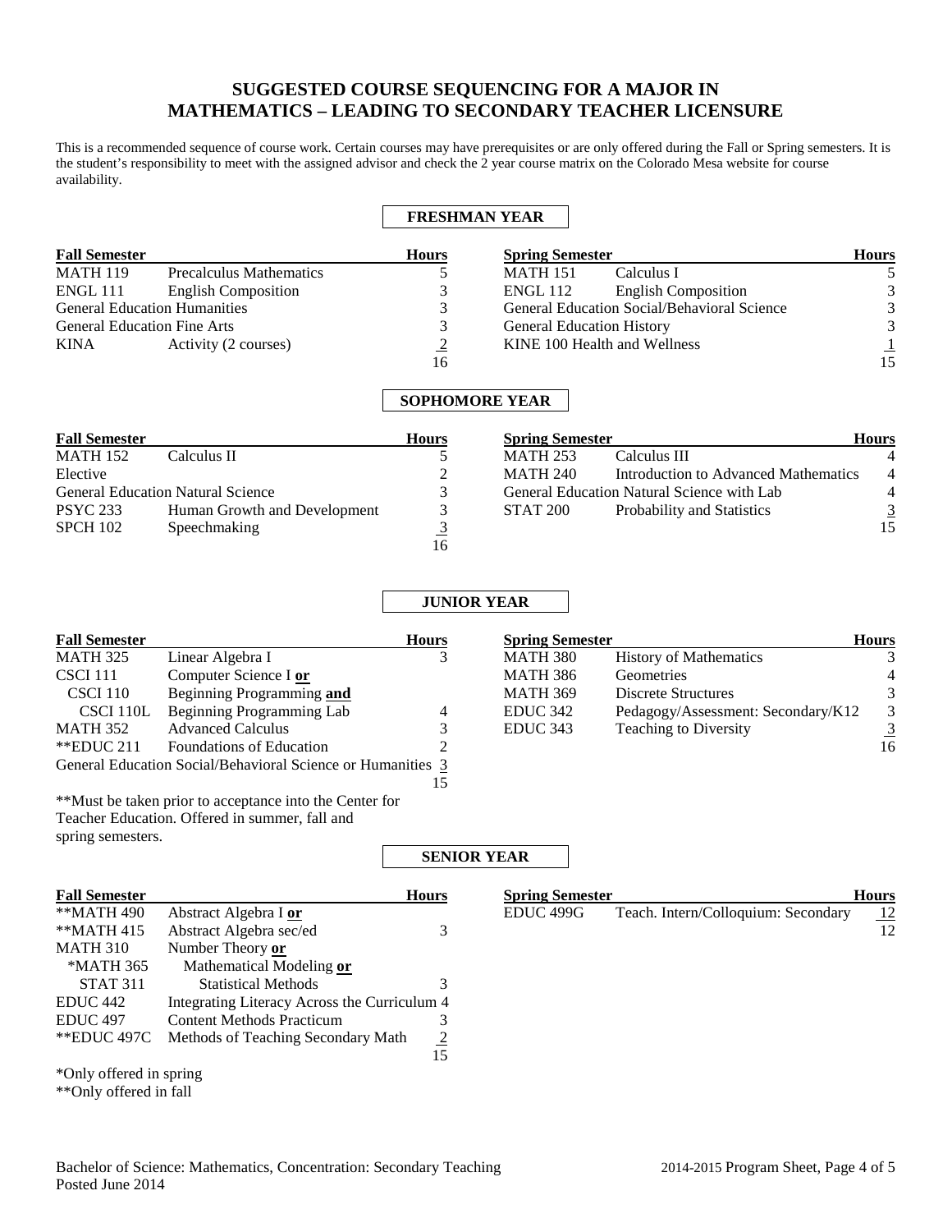# SUGGESTED COURSE SEQUENCING FOR A MAJOR IN MATHEMATICS – LEADING TO SECONDARY TEACHER LICENSURE

This is a recommended sequence of course work. Certain courses may have prerequisites or are only offered during the Fall or Spring semesters. It is the student's responsibility to meet with the assigned advisor and check the 2 year course matrix on the Colorado Mesa website for course availability.

## FRESHMAN YEAR

| Fall Semester | | Hours |
|---|---|---|
| MATH 119 | Precalculus Mathematics | 5 |
| ENGL 111 | English Composition | 3 |
| General Education Humanities | | 3 |
| General Education Fine Arts | | 3 |
| KINA | Activity (2 courses) | 2 |
| | | 16 |

| Spring Semester | | Hours |
|---|---|---|
| MATH 151 | Calculus I | 5 |
| ENGL 112 | English Composition | 3 |
| General Education Social/Behavioral Science | | 3 |
| General Education History | | 3 |
| KINE 100 Health and Wellness | | 1 |
| | | 15 |

## SOPHOMORE YEAR

| Fall Semester | | Hours |
|---|---|---|
| MATH 152 | Calculus II | 5 |
| Elective | | 2 |
| General Education Natural Science | | 3 |
| PSYC 233 | Human Growth and Development | 3 |
| SPCH 102 | Speechmaking | 3 |
| | | 16 |

| Spring Semester | | Hours |
|---|---|---|
| MATH 253 | Calculus III | 4 |
| MATH 240 | Introduction to Advanced Mathematics | 4 |
| General Education Natural Science with Lab | | 4 |
| STAT 200 | Probability and Statistics | 3 |
| | | 15 |

## JUNIOR YEAR

| Fall Semester | | Hours |
|---|---|---|
| MATH 325 | Linear Algebra I | 3 |
| CSCI 111 | Computer Science I **or** | |
| CSCI 110 | Beginning Programming **and** | |
| CSCI 110L | Beginning Programming Lab | 4 |
| MATH 352 | Advanced Calculus | 3 |
| **EDUC 211 | Foundations of Education | 2 |
| General Education Social/Behavioral Science or Humanities | | 3 |
| | | 15 |

**Must be taken prior to acceptance into the Center for Teacher Education. Offered in summer, fall and spring semesters.

| Spring Semester | | Hours |
|---|---|---|
| MATH 380 | History of Mathematics | 3 |
| MATH 386 | Geometries | 4 |
| MATH 369 | Discrete Structures | 3 |
| EDUC 342 | Pedagogy/Assessment: Secondary/K12 | 3 |
| EDUC 343 | Teaching to Diversity | 3 |
| | | 16 |

## SENIOR YEAR

| Fall Semester | | Hours |
|---|---|---|
| **MATH 490 | Abstract Algebra I **or** | |
| **MATH 415 | Abstract Algebra sec/ed | 3 |
| MATH 310 | Number Theory **or** | |
| *MATH 365 | Mathematical Modeling **or** | |
| STAT 311 | Statistical Methods | 3 |
| EDUC 442 | Integrating Literacy Across the Curriculum | 4 |
| EDUC 497 | Content Methods Practicum | 3 |
| **EDUC 497C | Methods of Teaching Secondary Math | 2 |
| | | 15 |

*Only offered in spring
**Only offered in fall

| Spring Semester | | Hours |
|---|---|---|
| EDUC 499G | Teach. Intern/Colloquium: Secondary | 12 |
| | | 12 |

Bachelor of Science: Mathematics, Concentration: Secondary Teaching
Posted June 2014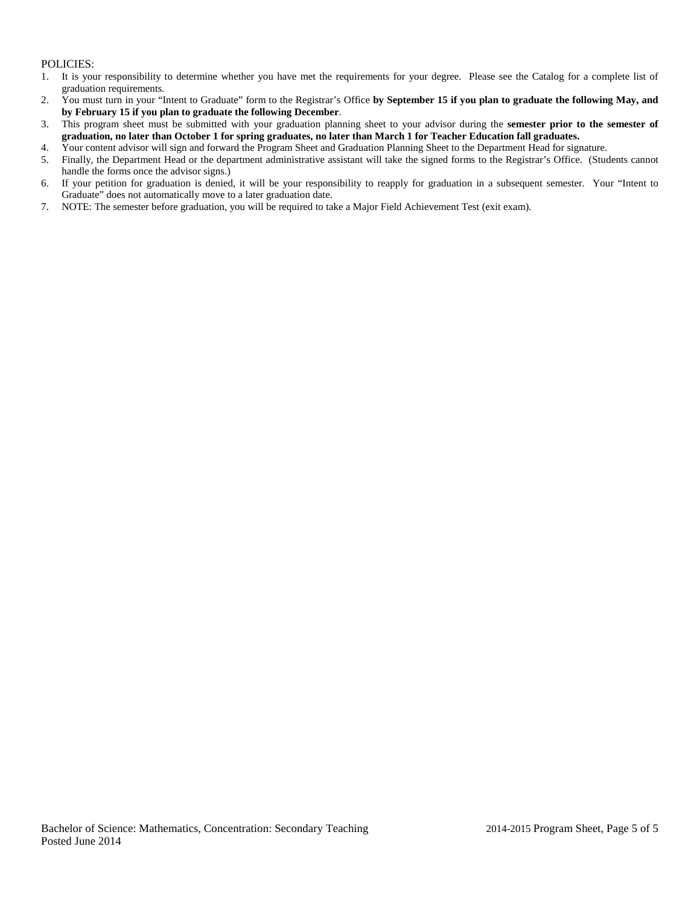POLICIES:

1. It is your responsibility to determine whether you have met the requirements for your degree. Please see the Catalog for a complete list of graduation requirements.
2. You must turn in your "Intent to Graduate" form to the Registrar's Office **by September 15 if you plan to graduate the following May, and by February 15 if you plan to graduate the following December**.
3. This program sheet must be submitted with your graduation planning sheet to your advisor during the **semester prior to the semester of graduation, no later than October 1 for spring graduates, no later than March 1 for Teacher Education fall graduates.**
4. Your content advisor will sign and forward the Program Sheet and Graduation Planning Sheet to the Department Head for signature.
5. Finally, the Department Head or the department administrative assistant will take the signed forms to the Registrar's Office. (Students cannot handle the forms once the advisor signs.)
6. If your petition for graduation is denied, it will be your responsibility to reapply for graduation in a subsequent semester. Your "Intent to Graduate" does not automatically move to a later graduation date.
7. NOTE: The semester before graduation, you will be required to take a Major Field Achievement Test (exit exam).